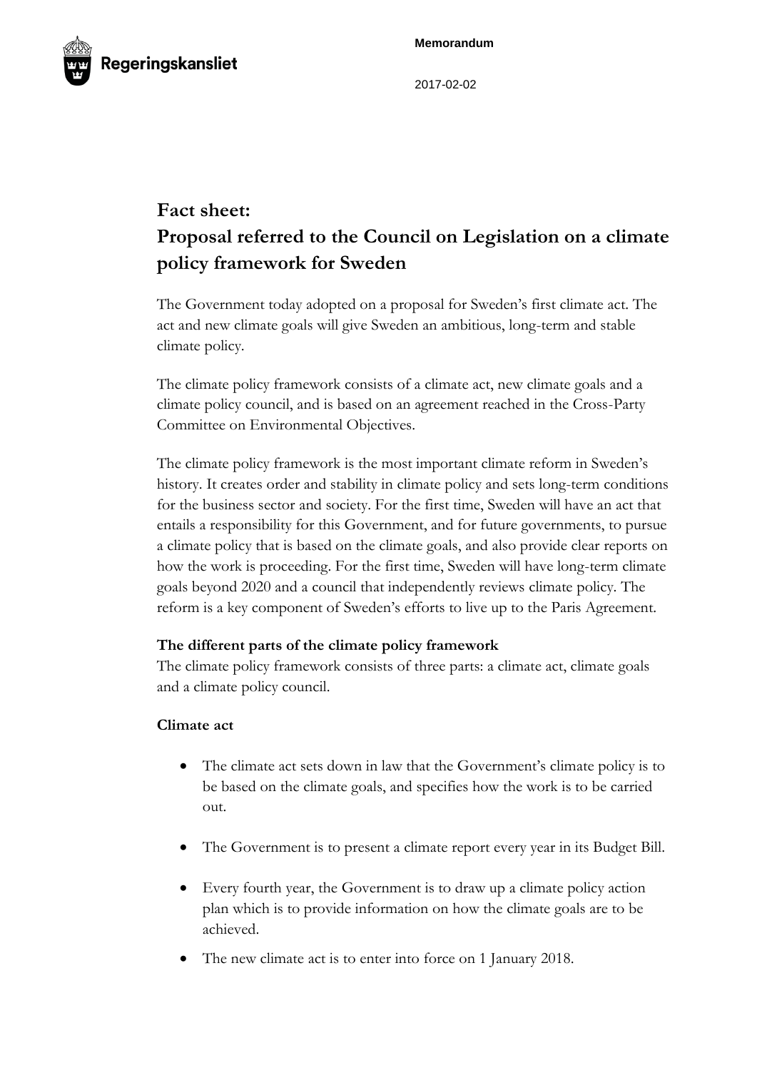Regeringskansliet

**Memorandum**

2017-02-02

# Fact sheet:
# Proposal referred to the Council on Legislation on a climate policy framework for Sweden

The Government today adopted on a proposal for Sweden's first climate act. The act and new climate goals will give Sweden an ambitious, long-term and stable climate policy.

The climate policy framework consists of a climate act, new climate goals and a climate policy council, and is based on an agreement reached in the Cross-Party Committee on Environmental Objectives.

The climate policy framework is the most important climate reform in Sweden's history. It creates order and stability in climate policy and sets long-term conditions for the business sector and society. For the first time, Sweden will have an act that entails a responsibility for this Government, and for future governments, to pursue a climate policy that is based on the climate goals, and also provide clear reports on how the work is proceeding. For the first time, Sweden will have long-term climate goals beyond 2020 and a council that independently reviews climate policy. The reform is a key component of Sweden's efforts to live up to the Paris Agreement.

**The different parts of the climate policy framework**

The climate policy framework consists of three parts: a climate act, climate goals and a climate policy council.

**Climate act**

- The climate act sets down in law that the Government's climate policy is to be based on the climate goals, and specifies how the work is to be carried out.
- The Government is to present a climate report every year in its Budget Bill.
- Every fourth year, the Government is to draw up a climate policy action plan which is to provide information on how the climate goals are to be achieved.
- The new climate act is to enter into force on 1 January 2018.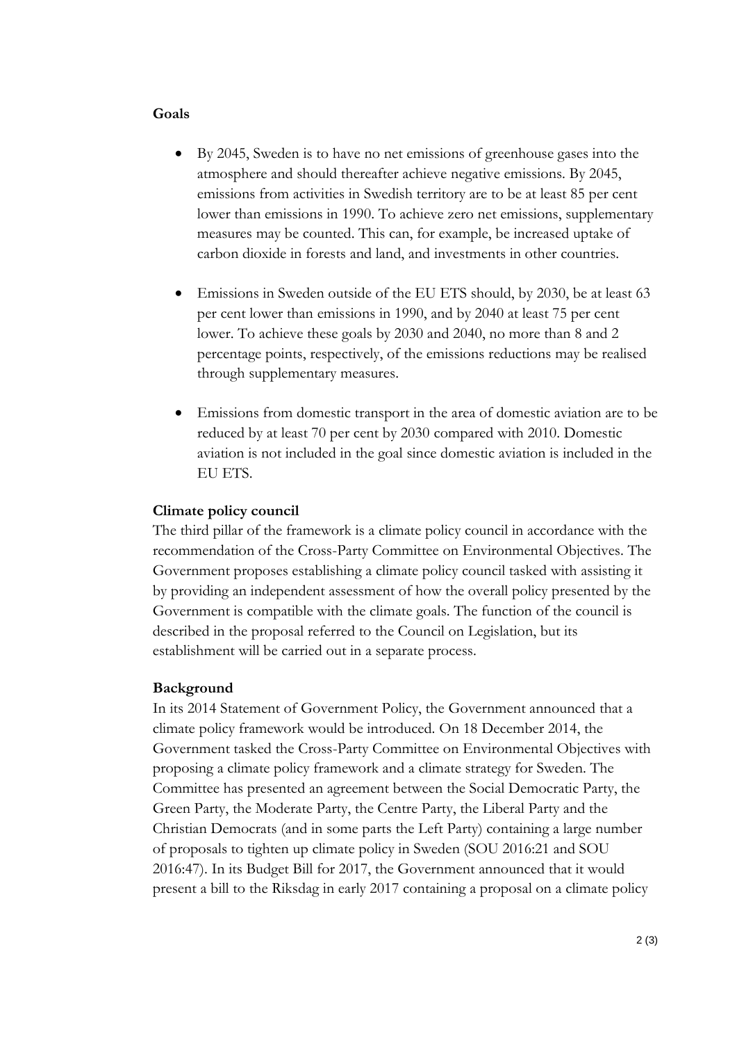**Goals**

- By 2045, Sweden is to have no net emissions of greenhouse gases into the atmosphere and should thereafter achieve negative emissions. By 2045, emissions from activities in Swedish territory are to be at least 85 per cent lower than emissions in 1990. To achieve zero net emissions, supplementary measures may be counted. This can, for example, be increased uptake of carbon dioxide in forests and land, and investments in other countries.

- Emissions in Sweden outside of the EU ETS should, by 2030, be at least 63 per cent lower than emissions in 1990, and by 2040 at least 75 per cent lower. To achieve these goals by 2030 and 2040, no more than 8 and 2 percentage points, respectively, of the emissions reductions may be realised through supplementary measures.

- Emissions from domestic transport in the area of domestic aviation are to be reduced by at least 70 per cent by 2030 compared with 2010. Domestic aviation is not included in the goal since domestic aviation is included in the EU ETS.

**Climate policy council**

The third pillar of the framework is a climate policy council in accordance with the recommendation of the Cross-Party Committee on Environmental Objectives. The Government proposes establishing a climate policy council tasked with assisting it by providing an independent assessment of how the overall policy presented by the Government is compatible with the climate goals. The function of the council is described in the proposal referred to the Council on Legislation, but its establishment will be carried out in a separate process.

**Background**

In its 2014 Statement of Government Policy, the Government announced that a climate policy framework would be introduced. On 18 December 2014, the Government tasked the Cross-Party Committee on Environmental Objectives with proposing a climate policy framework and a climate strategy for Sweden. The Committee has presented an agreement between the Social Democratic Party, the Green Party, the Moderate Party, the Centre Party, the Liberal Party and the Christian Democrats (and in some parts the Left Party) containing a large number of proposals to tighten up climate policy in Sweden (SOU 2016:21 and SOU 2016:47). In its Budget Bill for 2017, the Government announced that it would present a bill to the Riksdag in early 2017 containing a proposal on a climate policy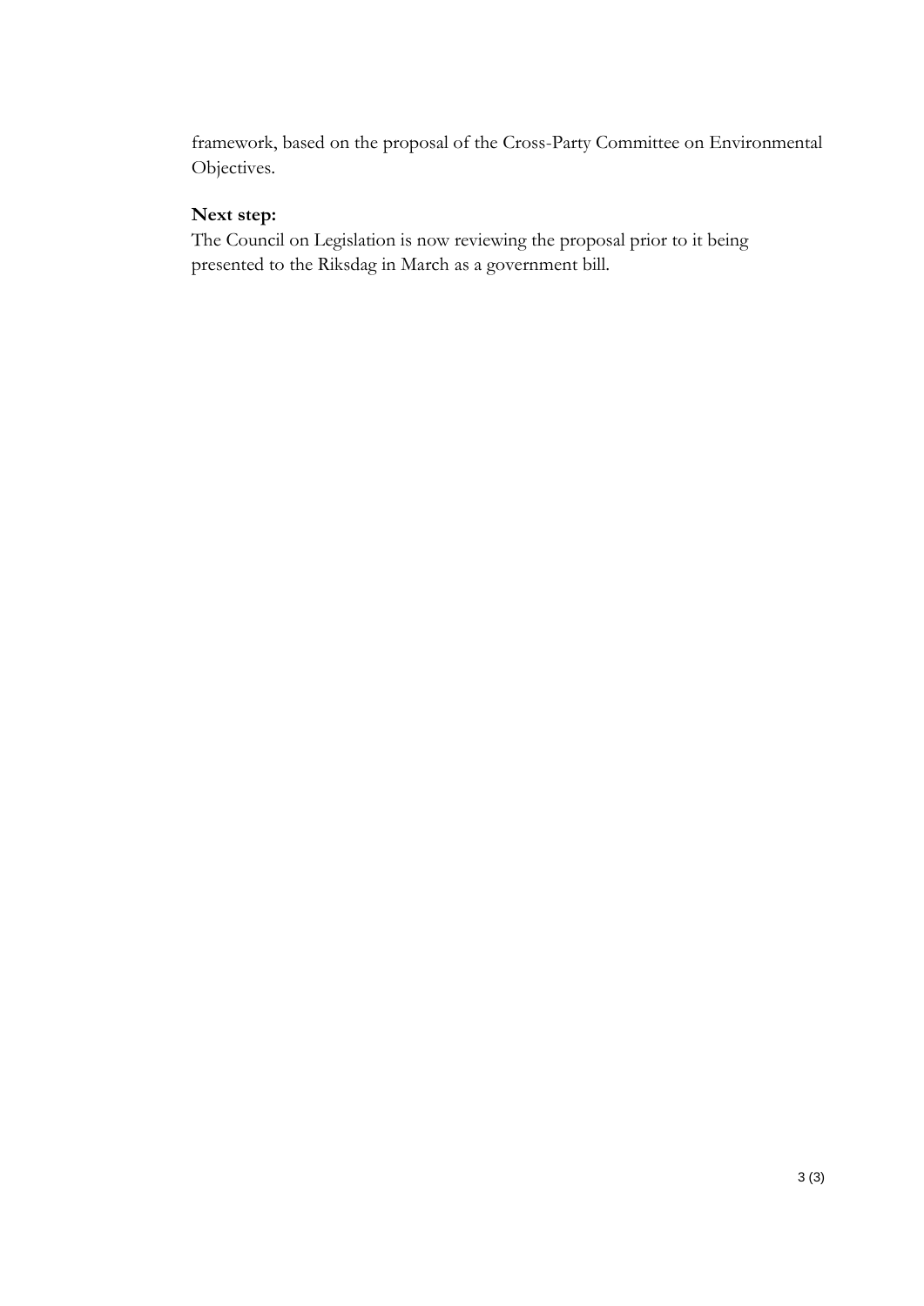framework, based on the proposal of the Cross-Party Committee on Environmental Objectives.

**Next step:**
The Council on Legislation is now reviewing the proposal prior to it being presented to the Riksdag in March as a government bill.